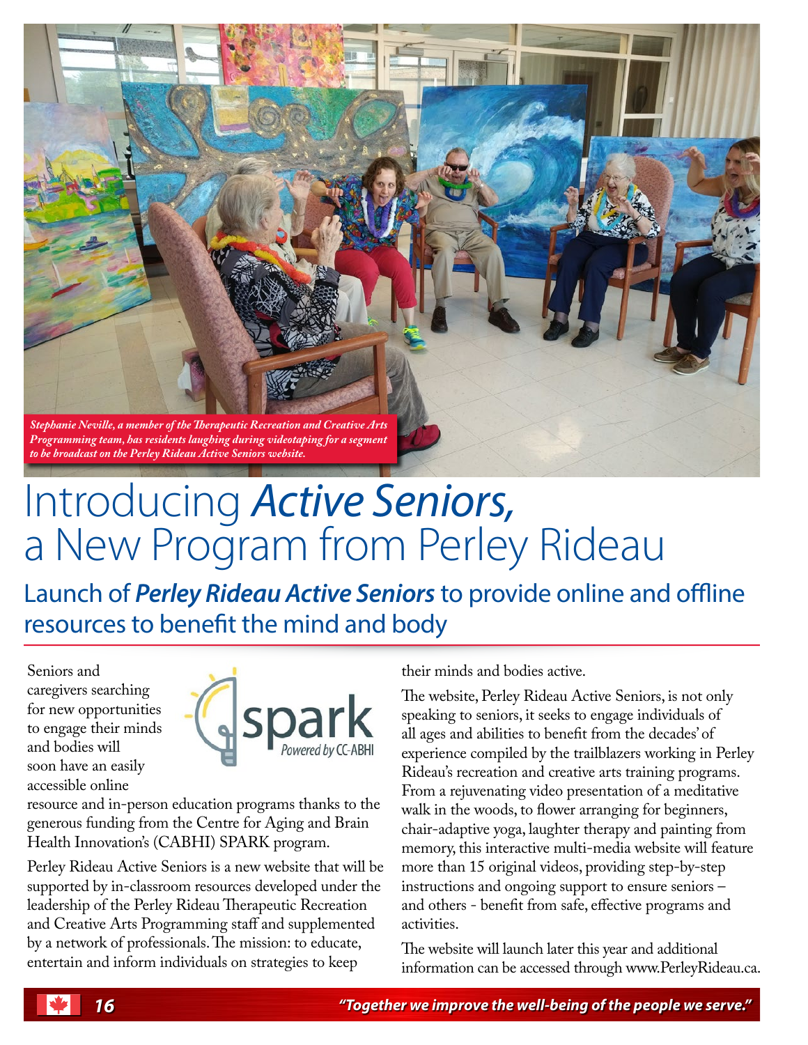*Stephanie Neville, a member of the Therapeutic Recreation and Creative Arts Programming team, has residents laughing during videotaping for a segment to be broadcast on the Perley Rideau Active Seniors website.*

# Introducing *Active Seniors,* a New Program from Perley Rideau

## Launch of *Perley Rideau Active Seniors* to provide online and offline resources to benefit the mind and body

Seniors and caregivers searching for new opportunities to engage their minds and bodies will soon have an easily accessible online resource and in-person education programs thanks to the generous funding from the Centre for Aging and Brain Health Innovation's (CABHI) SPARK program.

Perley Rideau Active Seniors is a new website that will be supported by in-classroom resources developed under the leadership of the Perley Rideau Therapeutic Recreation and Creative Arts Programming staff and supplemented by a network of professionals. The mission: to educate, entertain and inform individuals on strategies to keep their minds and bodies active.

The website, Perley Rideau Active Seniors, is not only speaking to seniors, it seeks to engage individuals of all ages and abilities to benefit from the decades' of experience compiled by the trailblazers working in Perley Rideau's recreation and creative arts training programs. From a rejuvenating video presentation of a meditative walk in the woods, to flower arranging for beginners, chair-adaptive yoga, laughter therapy and painting from memory, this interactive multi-media website will feature more than 15 original videos, providing step-by-step instructions and ongoing support to ensure seniors – and others - benefit from safe, effective programs and activities.

The website will launch later this year and additional information can be accessed through www.PerleyRideau.ca.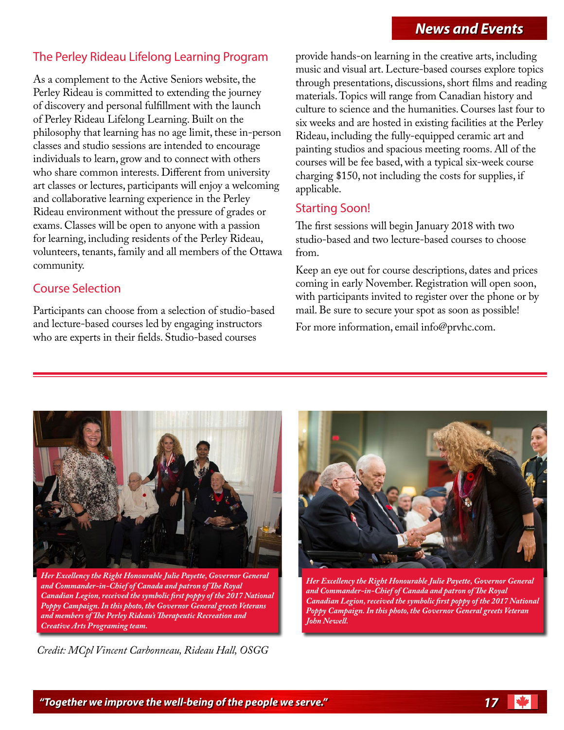## The Perley Rideau Lifelong Learning Program

As a complement to the Active Seniors website, the Perley Rideau is committed to extending the journey of discovery and personal fulfillment with the launch of Perley Rideau Lifelong Learning. Built on the philosophy that learning has no age limit, these in-person classes and studio sessions are intended to encourage individuals to learn, grow and to connect with others who share common interests. Different from university art classes or lectures, participants will enjoy a welcoming and collaborative learning experience in the Perley Rideau environment without the pressure of grades or exams. Classes will be open to anyone with a passion for learning, including residents of the Perley Rideau, volunteers, tenants, family and all members of the Ottawa community.

## Course Selection

Participants can choose from a selection of studio-based and lecture-based courses led by engaging instructors who are experts in their fields. Studio-based courses provide hands-on learning in the creative arts, including music and visual art. Lecture-based courses explore topics through presentations, discussions, short films and reading materials. Topics will range from Canadian history and culture to science and the humanities. Courses last four to six weeks and are hosted in existing facilities at the Perley Rideau, including the fully-equipped ceramic art and painting studios and spacious meeting rooms. All of the courses will be fee based, with a typical six-week course charging $150, not including the costs for supplies, if applicable.

## Starting Soon!

The first sessions will begin January 2018 with two studio-based and two lecture-based courses to choose from.

Keep an eye out for course descriptions, dates and prices coming in early November. Registration will open soon, with participants invited to register over the phone or by mail. Be sure to secure your spot as soon as possible!

For more information, email info@prvhc.com.

*Her Excellency the Right Honourable Julie Payette, Governor General and Commander-in-Chief of Canada and patron of The Royal Canadian Legion, received the symbolic first poppy of the 2017 National Poppy Campaign. In this photo, the Governor General greets Veterans and members of The Perley Rideau's Therapeutic Recreation and Creative Arts Programing team.*

*Her Excellency the Right Honourable Julie Payette, Governor General and Commander-in-Chief of Canada and patron of The Royal Canadian Legion, received the symbolic first poppy of the 2017 National Poppy Campaign. In this photo, the Governor General greets Veteran John Newell.*

*Credit: MCpl Vincent Carbonneau, Rideau Hall, OSGG*